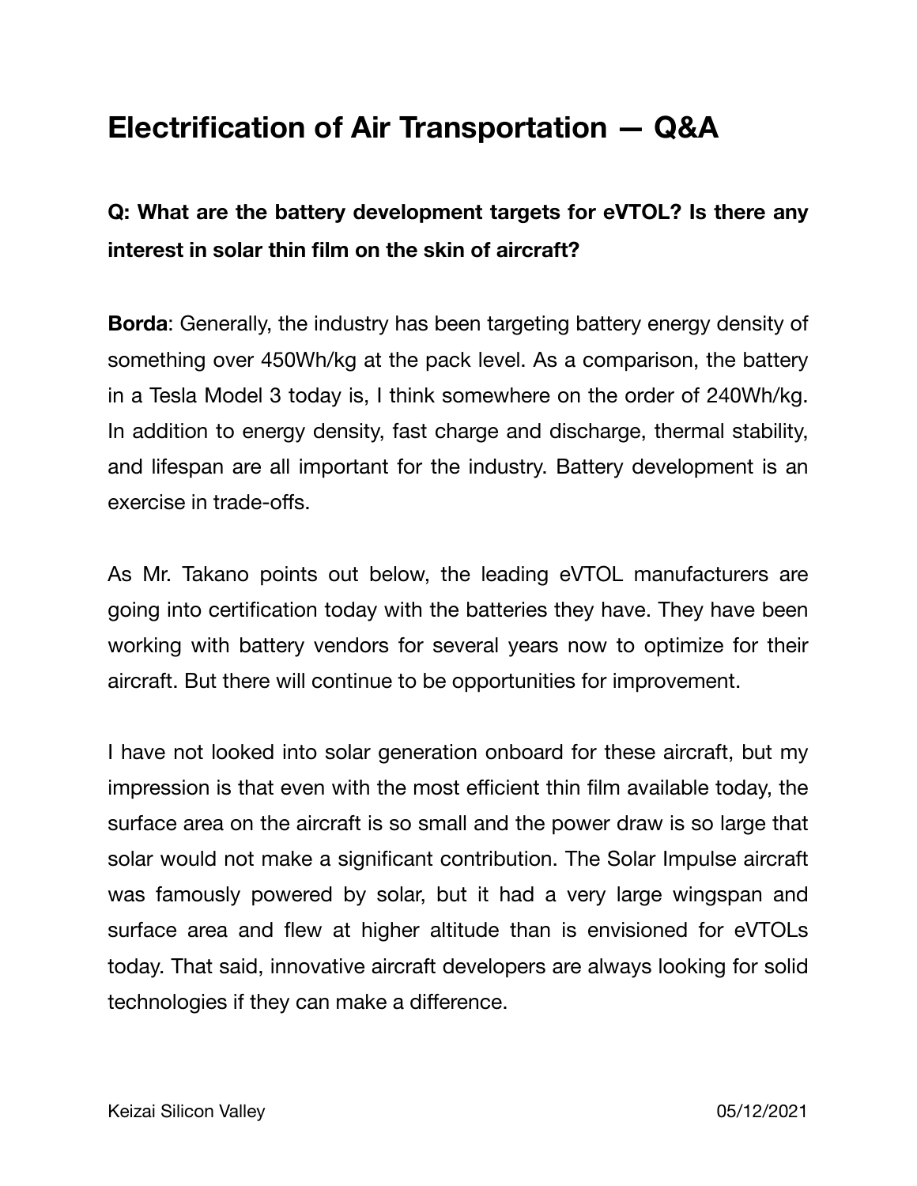# Electrification of Air Transportation — Q&A

### Q: What are the battery development targets for eVTOL? Is there any interest in solar thin film on the skin of aircraft?

**Borda**: Generally, the industry has been targeting battery energy density of something over 450Wh/kg at the pack level. As a comparison, the battery in a Tesla Model 3 today is, I think somewhere on the order of 240Wh/kg. In addition to energy density, fast charge and discharge, thermal stability, and lifespan are all important for the industry. Battery development is an exercise in trade-offs.

As Mr. Takano points out below, the leading eVTOL manufacturers are going into certification today with the batteries they have. They have been working with battery vendors for several years now to optimize for their aircraft. But there will continue to be opportunities for improvement.

I have not looked into solar generation onboard for these aircraft, but my impression is that even with the most efficient thin film available today, the surface area on the aircraft is so small and the power draw is so large that solar would not make a significant contribution. The Solar Impulse aircraft was famously powered by solar, but it had a very large wingspan and surface area and flew at higher altitude than is envisioned for eVTOLs today. That said, innovative aircraft developers are always looking for solid technologies if they can make a difference.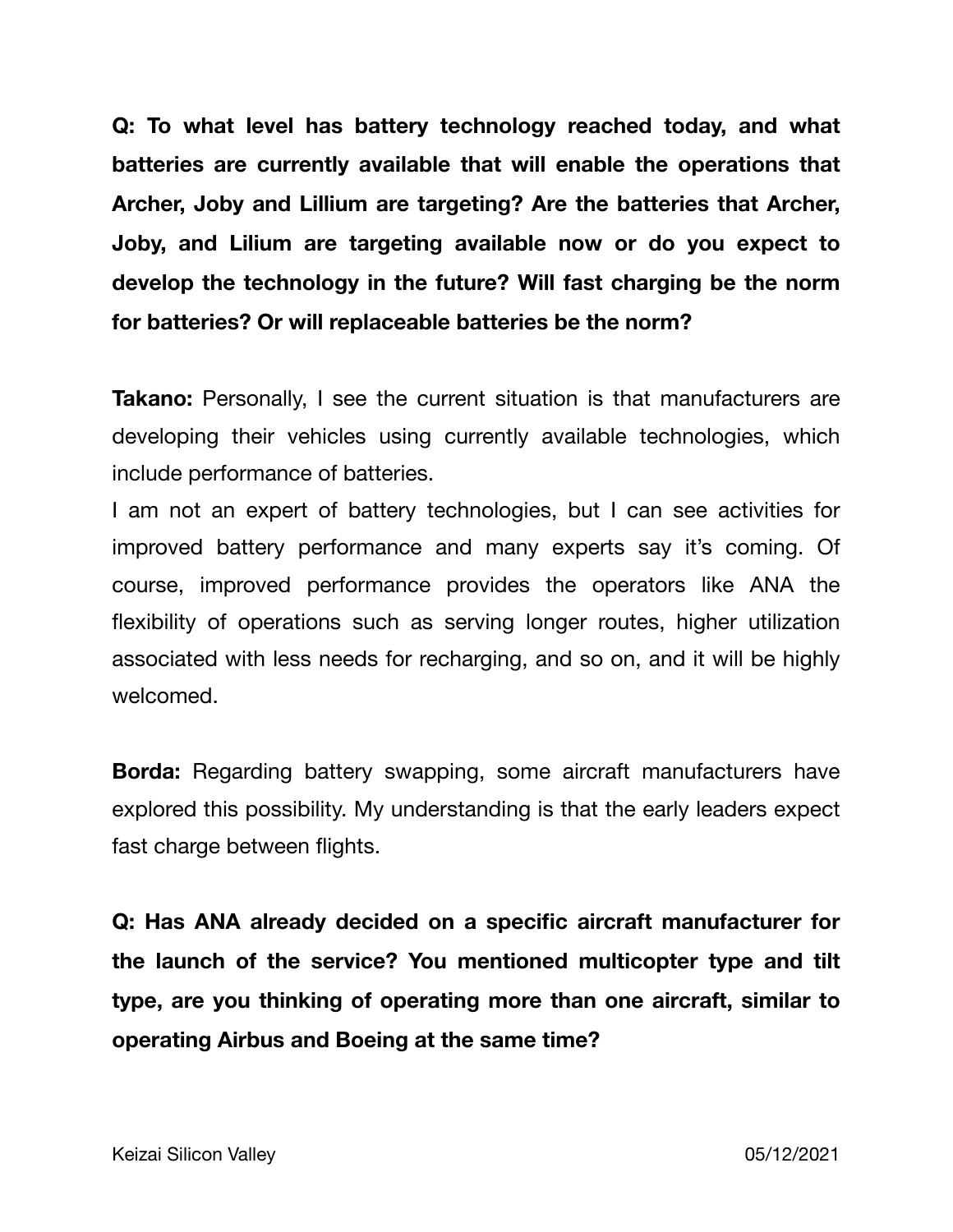**Q: To what level has battery technology reached today, and what batteries are currently available that will enable the operations that Archer, Joby and Lillium are targeting? Are the batteries that Archer, Joby, and Lilium are targeting available now or do you expect to develop the technology in the future? Will fast charging be the norm for batteries? Or will replaceable batteries be the norm?**

**Takano:** Personally, I see the current situation is that manufacturers are developing their vehicles using currently available technologies, which include performance of batteries.
I am not an expert of battery technologies, but I can see activities for improved battery performance and many experts say it's coming. Of course, improved performance provides the operators like ANA the flexibility of operations such as serving longer routes, higher utilization associated with less needs for recharging, and so on, and it will be highly welcomed.

**Borda:** Regarding battery swapping, some aircraft manufacturers have explored this possibility. My understanding is that the early leaders expect fast charge between flights.

**Q: Has ANA already decided on a specific aircraft manufacturer for the launch of the service? You mentioned multicopter type and tilt type, are you thinking of operating more than one aircraft, similar to operating Airbus and Boeing at the same time?**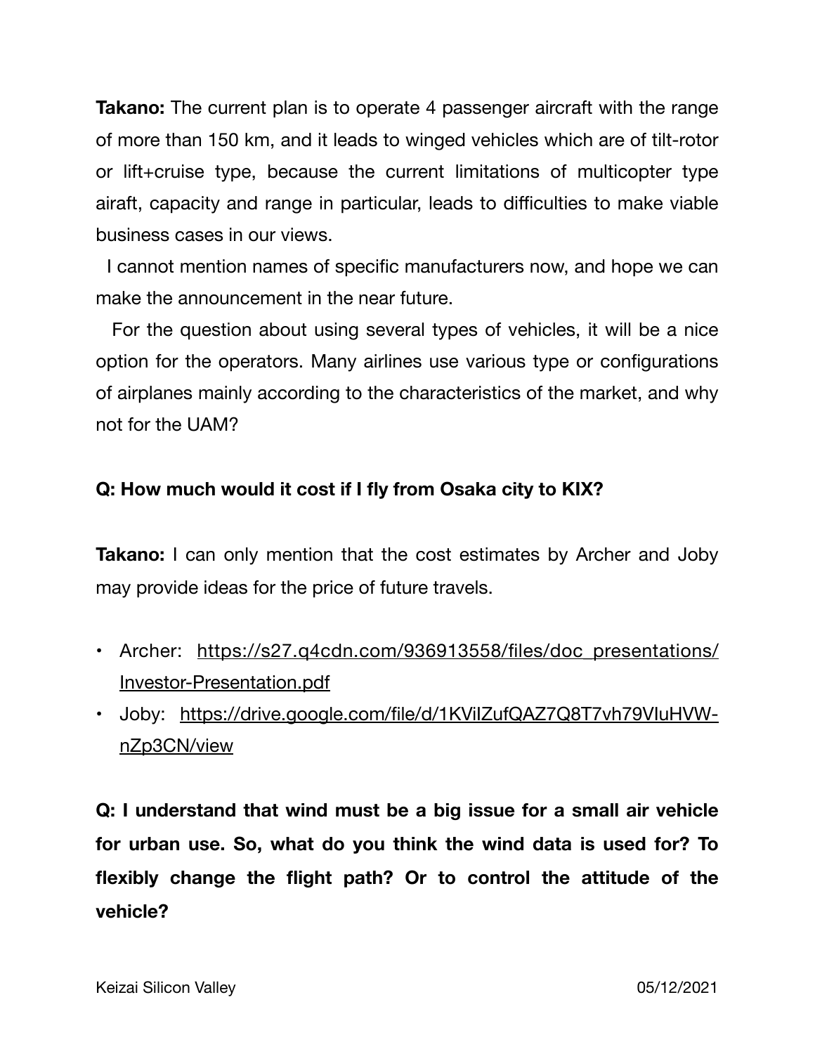**Takano:** The current plan is to operate 4 passenger aircraft with the range of more than 150 km, and it leads to winged vehicles which are of tilt-rotor or lift+cruise type, because the current limitations of multicopter type airaft, capacity and range in particular, leads to difficulties to make viable business cases in our views.

I cannot mention names of specific manufacturers now, and hope we can make the announcement in the near future.

For the question about using several types of vehicles, it will be a nice option for the operators. Many airlines use various type or configurations of airplanes mainly according to the characteristics of the market, and why not for the UAM?

**Q: How much would it cost if I fly from Osaka city to KIX?**

**Takano:** I can only mention that the cost estimates by Archer and Joby may provide ideas for the price of future travels.

- Archer: https://s27.q4cdn.com/936913558/files/doc_presentations/Investor-Presentation.pdf
- Joby: https://drive.google.com/file/d/1KViIZufQAZ7Q8T7vh79VIuHVW-nZp3CN/view

**Q: I understand that wind must be a big issue for a small air vehicle for urban use. So, what do you think the wind data is used for? To flexibly change the flight path? Or to control the attitude of the vehicle?**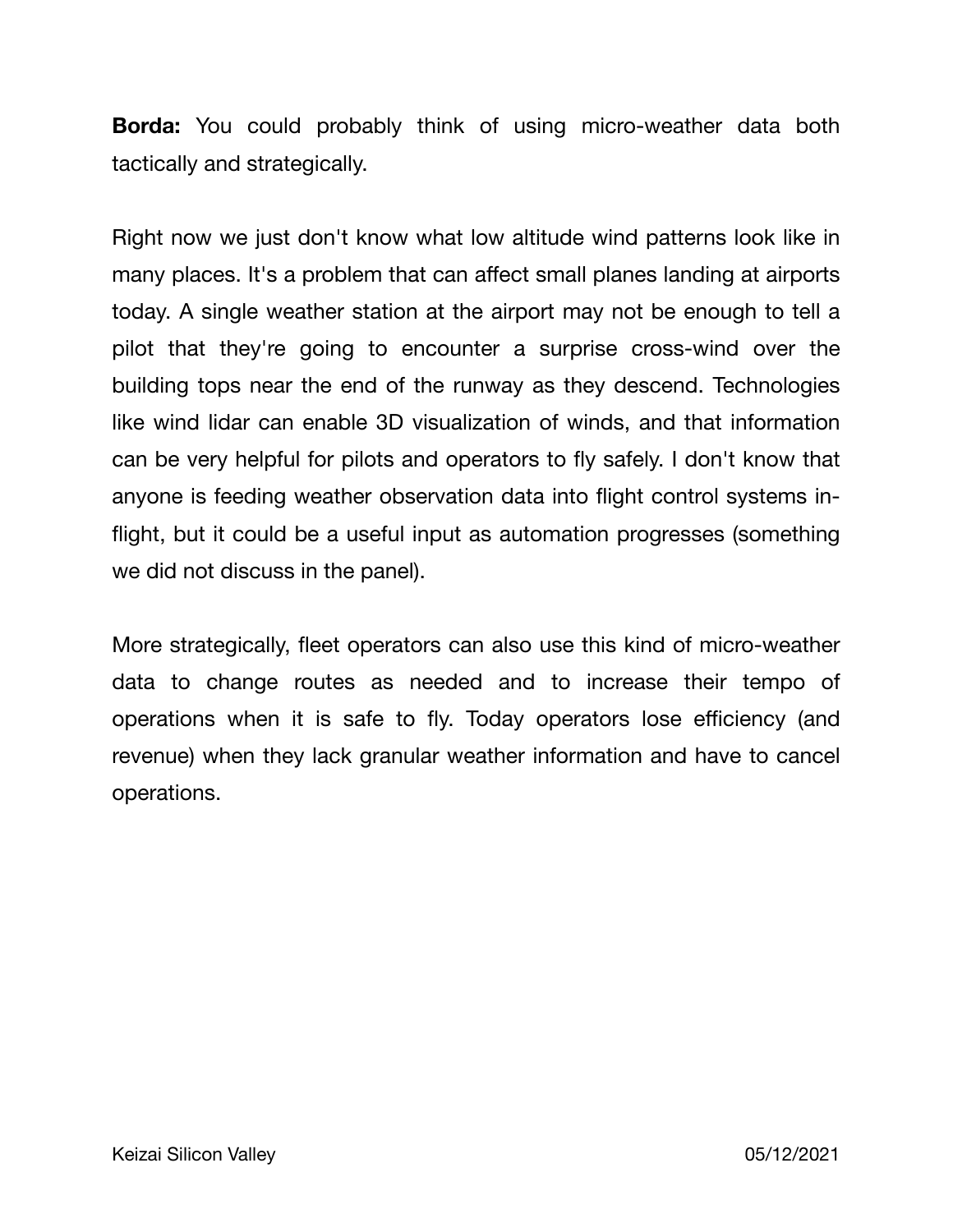**Borda:** You could probably think of using micro-weather data both tactically and strategically.

Right now we just don't know what low altitude wind patterns look like in many places. It's a problem that can affect small planes landing at airports today. A single weather station at the airport may not be enough to tell a pilot that they're going to encounter a surprise cross-wind over the building tops near the end of the runway as they descend. Technologies like wind lidar can enable 3D visualization of winds, and that information can be very helpful for pilots and operators to fly safely. I don't know that anyone is feeding weather observation data into flight control systems in-flight, but it could be a useful input as automation progresses (something we did not discuss in the panel).

More strategically, fleet operators can also use this kind of micro-weather data to change routes as needed and to increase their tempo of operations when it is safe to fly. Today operators lose efficiency (and revenue) when they lack granular weather information and have to cancel operations.